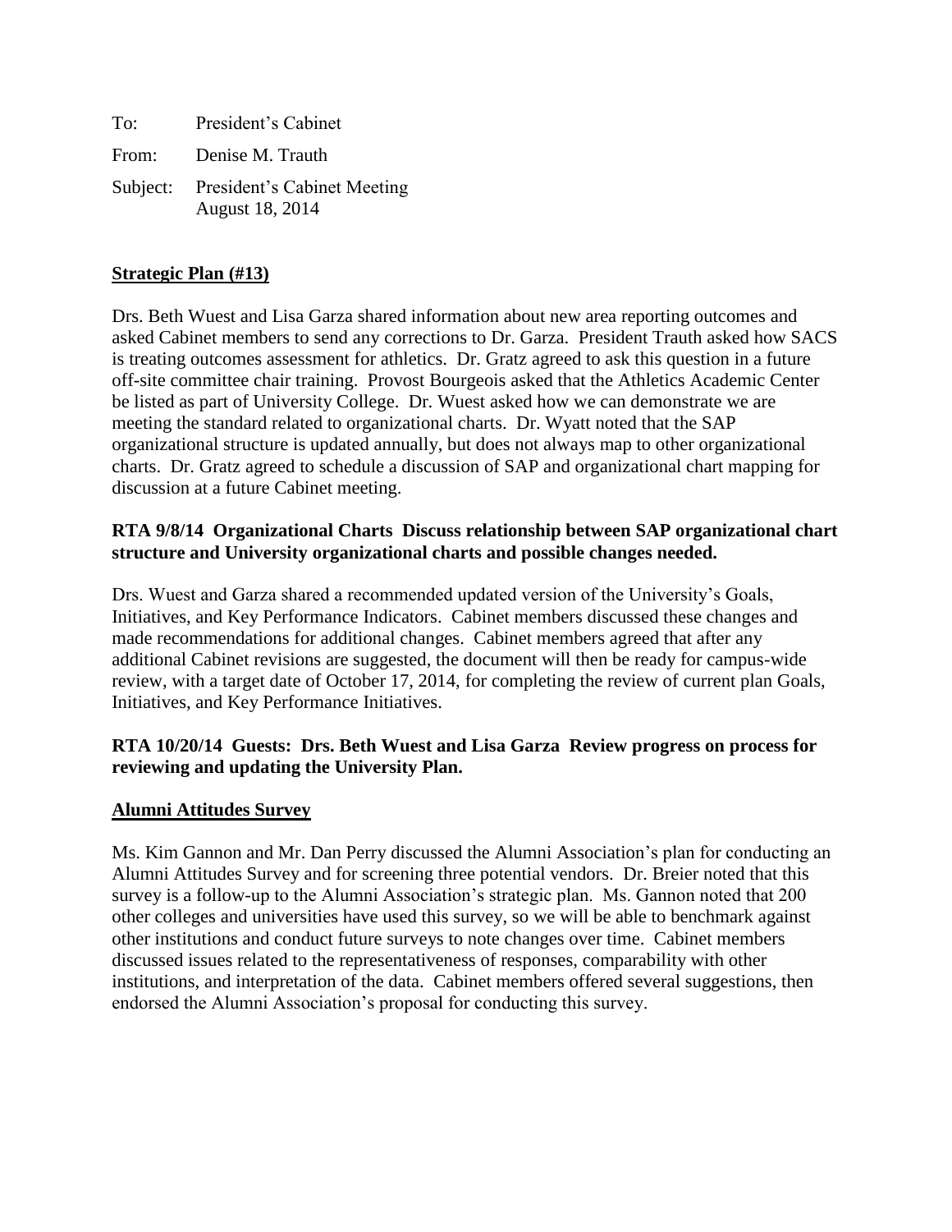To: President's Cabinet

From: Denise M. Trauth

Subject: President's Cabinet Meeting
August 18, 2014

**<u>Strategic Plan (#13)</u>**

Drs. Beth Wuest and Lisa Garza shared information about new area reporting outcomes and asked Cabinet members to send any corrections to Dr. Garza. President Trauth asked how SACS is treating outcomes assessment for athletics. Dr. Gratz agreed to ask this question in a future off-site committee chair training. Provost Bourgeois asked that the Athletics Academic Center be listed as part of University College. Dr. Wuest asked how we can demonstrate we are meeting the standard related to organizational charts. Dr. Wyatt noted that the SAP organizational structure is updated annually, but does not always map to other organizational charts. Dr. Gratz agreed to schedule a discussion of SAP and organizational chart mapping for discussion at a future Cabinet meeting.

**RTA 9/8/14 Organizational Charts Discuss relationship between SAP organizational chart structure and University organizational charts and possible changes needed.**

Drs. Wuest and Garza shared a recommended updated version of the University's Goals, Initiatives, and Key Performance Indicators. Cabinet members discussed these changes and made recommendations for additional changes. Cabinet members agreed that after any additional Cabinet revisions are suggested, the document will then be ready for campus-wide review, with a target date of October 17, 2014, for completing the review of current plan Goals, Initiatives, and Key Performance Initiatives.

**RTA 10/20/14 Guests: Drs. Beth Wuest and Lisa Garza Review progress on process for reviewing and updating the University Plan.**

**<u>Alumni Attitudes Survey</u>**

Ms. Kim Gannon and Mr. Dan Perry discussed the Alumni Association's plan for conducting an Alumni Attitudes Survey and for screening three potential vendors. Dr. Breier noted that this survey is a follow-up to the Alumni Association's strategic plan. Ms. Gannon noted that 200 other colleges and universities have used this survey, so we will be able to benchmark against other institutions and conduct future surveys to note changes over time. Cabinet members discussed issues related to the representativeness of responses, comparability with other institutions, and interpretation of the data. Cabinet members offered several suggestions, then endorsed the Alumni Association's proposal for conducting this survey.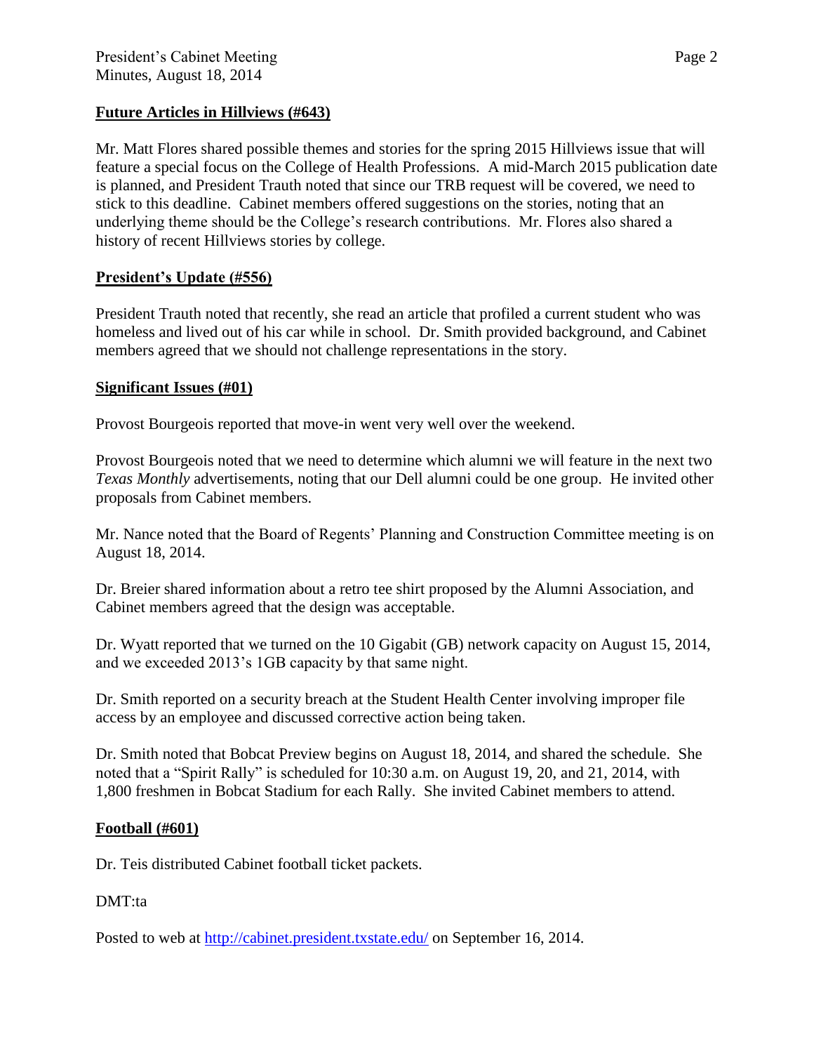**Future Articles in Hillviews (#643)**

Mr. Matt Flores shared possible themes and stories for the spring 2015 Hillviews issue that will feature a special focus on the College of Health Professions. A mid-March 2015 publication date is planned, and President Trauth noted that since our TRB request will be covered, we need to stick to this deadline. Cabinet members offered suggestions on the stories, noting that an underlying theme should be the College's research contributions. Mr. Flores also shared a history of recent Hillviews stories by college.

**President's Update (#556)**

President Trauth noted that recently, she read an article that profiled a current student who was homeless and lived out of his car while in school. Dr. Smith provided background, and Cabinet members agreed that we should not challenge representations in the story.

**Significant Issues (#01)**

Provost Bourgeois reported that move-in went very well over the weekend.

Provost Bourgeois noted that we need to determine which alumni we will feature in the next two *Texas Monthly* advertisements, noting that our Dell alumni could be one group. He invited other proposals from Cabinet members.

Mr. Nance noted that the Board of Regents' Planning and Construction Committee meeting is on August 18, 2014.

Dr. Breier shared information about a retro tee shirt proposed by the Alumni Association, and Cabinet members agreed that the design was acceptable.

Dr. Wyatt reported that we turned on the 10 Gigabit (GB) network capacity on August 15, 2014, and we exceeded 2013's 1GB capacity by that same night.

Dr. Smith reported on a security breach at the Student Health Center involving improper file access by an employee and discussed corrective action being taken.

Dr. Smith noted that Bobcat Preview begins on August 18, 2014, and shared the schedule. She noted that a "Spirit Rally" is scheduled for 10:30 a.m. on August 19, 20, and 21, 2014, with 1,800 freshmen in Bobcat Stadium for each Rally. She invited Cabinet members to attend.

**Football (#601)**

Dr. Teis distributed Cabinet football ticket packets.

DMT:ta

Posted to web at http://cabinet.president.txstate.edu/ on September 16, 2014.